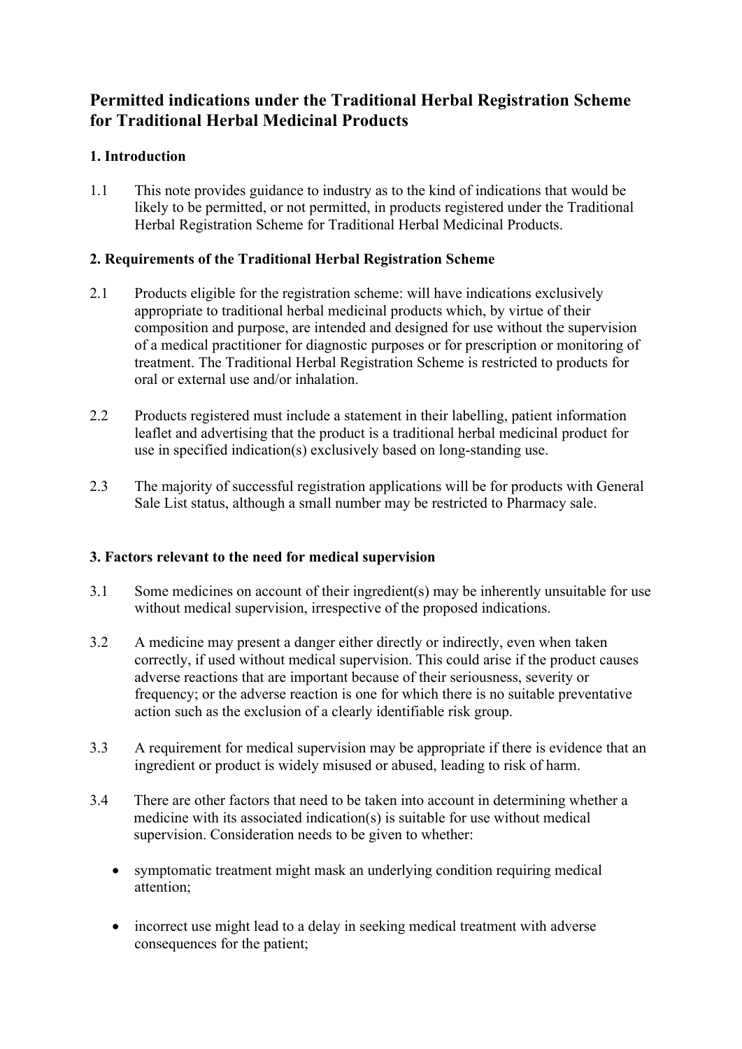# Permitted indications under the Traditional Herbal Registration Scheme for Traditional Herbal Medicinal Products

## 1. Introduction

1.1 This note provides guidance to industry as to the kind of indications that would be likely to be permitted, or not permitted, in products registered under the Traditional Herbal Registration Scheme for Traditional Herbal Medicinal Products.

## 2. Requirements of the Traditional Herbal Registration Scheme

2.1 Products eligible for the registration scheme: will have indications exclusively appropriate to traditional herbal medicinal products which, by virtue of their composition and purpose, are intended and designed for use without the supervision of a medical practitioner for diagnostic purposes or for prescription or monitoring of treatment. The Traditional Herbal Registration Scheme is restricted to products for oral or external use and/or inhalation.

2.2 Products registered must include a statement in their labelling, patient information leaflet and advertising that the product is a traditional herbal medicinal product for use in specified indication(s) exclusively based on long-standing use.

2.3 The majority of successful registration applications will be for products with General Sale List status, although a small number may be restricted to Pharmacy sale.

## 3. Factors relevant to the need for medical supervision

3.1 Some medicines on account of their ingredient(s) may be inherently unsuitable for use without medical supervision, irrespective of the proposed indications.

3.2 A medicine may present a danger either directly or indirectly, even when taken correctly, if used without medical supervision. This could arise if the product causes adverse reactions that are important because of their seriousness, severity or frequency; or the adverse reaction is one for which there is no suitable preventative action such as the exclusion of a clearly identifiable risk group.

3.3 A requirement for medical supervision may be appropriate if there is evidence that an ingredient or product is widely misused or abused, leading to risk of harm.

3.4 There are other factors that need to be taken into account in determining whether a medicine with its associated indication(s) is suitable for use without medical supervision. Consideration needs to be given to whether:

- symptomatic treatment might mask an underlying condition requiring medical attention;
- incorrect use might lead to a delay in seeking medical treatment with adverse consequences for the patient;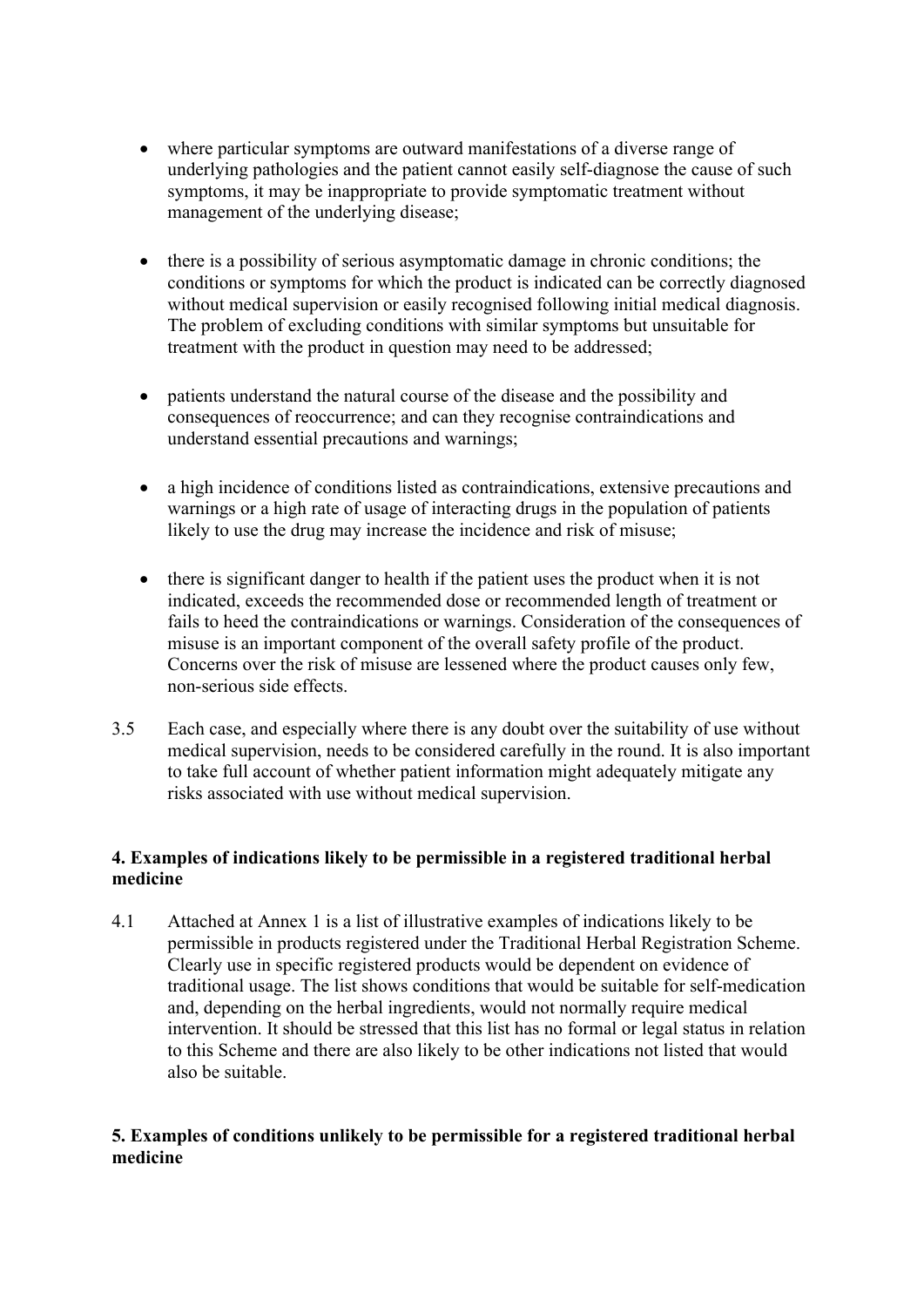- where particular symptoms are outward manifestations of a diverse range of underlying pathologies and the patient cannot easily self-diagnose the cause of such symptoms, it may be inappropriate to provide symptomatic treatment without management of the underlying disease;

- there is a possibility of serious asymptomatic damage in chronic conditions; the conditions or symptoms for which the product is indicated can be correctly diagnosed without medical supervision or easily recognised following initial medical diagnosis. The problem of excluding conditions with similar symptoms but unsuitable for treatment with the product in question may need to be addressed;

- patients understand the natural course of the disease and the possibility and consequences of reoccurrence; and can they recognise contraindications and understand essential precautions and warnings;

- a high incidence of conditions listed as contraindications, extensive precautions and warnings or a high rate of usage of interacting drugs in the population of patients likely to use the drug may increase the incidence and risk of misuse;

- there is significant danger to health if the patient uses the product when it is not indicated, exceeds the recommended dose or recommended length of treatment or fails to heed the contraindications or warnings. Consideration of the consequences of misuse is an important component of the overall safety profile of the product. Concerns over the risk of misuse are lessened where the product causes only few, non-serious side effects.

3.5 Each case, and especially where there is any doubt over the suitability of use without medical supervision, needs to be considered carefully in the round. It is also important to take full account of whether patient information might adequately mitigate any risks associated with use without medical supervision.

## 4. Examples of indications likely to be permissible in a registered traditional herbal medicine

4.1 Attached at Annex 1 is a list of illustrative examples of indications likely to be permissible in products registered under the Traditional Herbal Registration Scheme. Clearly use in specific registered products would be dependent on evidence of traditional usage. The list shows conditions that would be suitable for self-medication and, depending on the herbal ingredients, would not normally require medical intervention. It should be stressed that this list has no formal or legal status in relation to this Scheme and there are also likely to be other indications not listed that would also be suitable.

## 5. Examples of conditions unlikely to be permissible for a registered traditional herbal medicine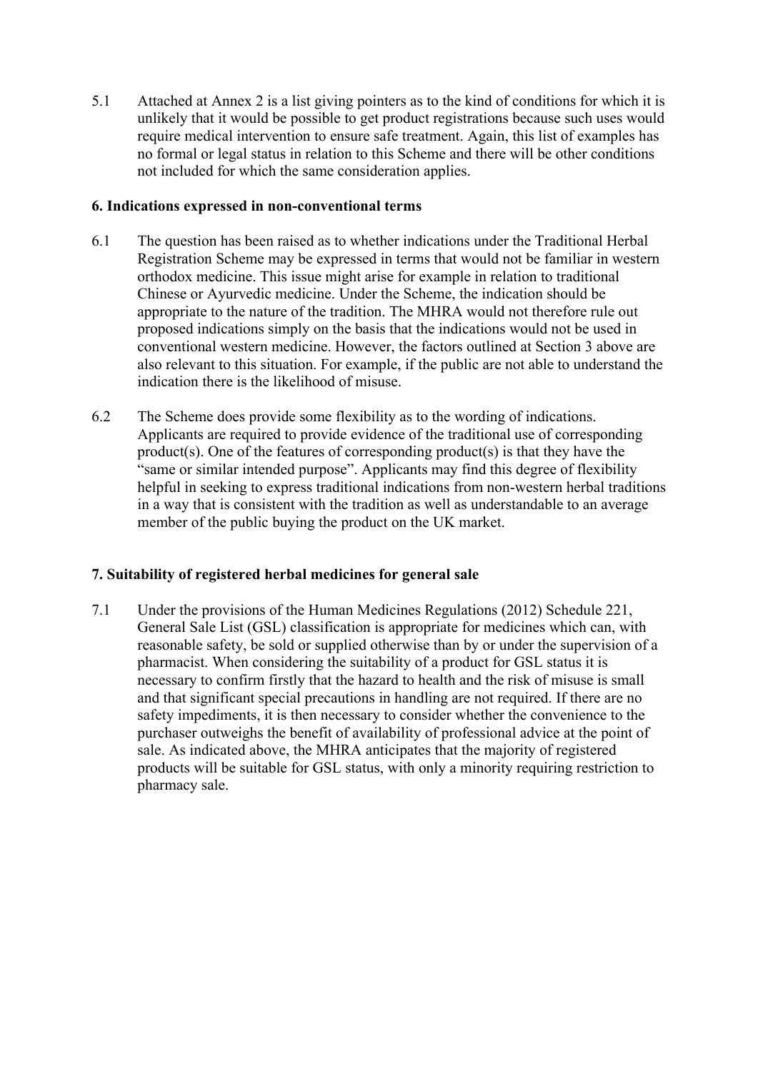5.1 Attached at Annex 2 is a list giving pointers as to the kind of conditions for which it is unlikely that it would be possible to get product registrations because such uses would require medical intervention to ensure safe treatment. Again, this list of examples has no formal or legal status in relation to this Scheme and there will be other conditions not included for which the same consideration applies.

**6. Indications expressed in non-conventional terms**

6.1 The question has been raised as to whether indications under the Traditional Herbal Registration Scheme may be expressed in terms that would not be familiar in western orthodox medicine. This issue might arise for example in relation to traditional Chinese or Ayurvedic medicine. Under the Scheme, the indication should be appropriate to the nature of the tradition. The MHRA would not therefore rule out proposed indications simply on the basis that the indications would not be used in conventional western medicine. However, the factors outlined at Section 3 above are also relevant to this situation. For example, if the public are not able to understand the indication there is the likelihood of misuse.

6.2 The Scheme does provide some flexibility as to the wording of indications. Applicants are required to provide evidence of the traditional use of corresponding product(s). One of the features of corresponding product(s) is that they have the "same or similar intended purpose". Applicants may find this degree of flexibility helpful in seeking to express traditional indications from non-western herbal traditions in a way that is consistent with the tradition as well as understandable to an average member of the public buying the product on the UK market.

**7. Suitability of registered herbal medicines for general sale**

7.1 Under the provisions of the Human Medicines Regulations (2012) Schedule 221, General Sale List (GSL) classification is appropriate for medicines which can, with reasonable safety, be sold or supplied otherwise than by or under the supervision of a pharmacist. When considering the suitability of a product for GSL status it is necessary to confirm firstly that the hazard to health and the risk of misuse is small and that significant special precautions in handling are not required. If there are no safety impediments, it is then necessary to consider whether the convenience to the purchaser outweighs the benefit of availability of professional advice at the point of sale. As indicated above, the MHRA anticipates that the majority of registered products will be suitable for GSL status, with only a minority requiring restriction to pharmacy sale.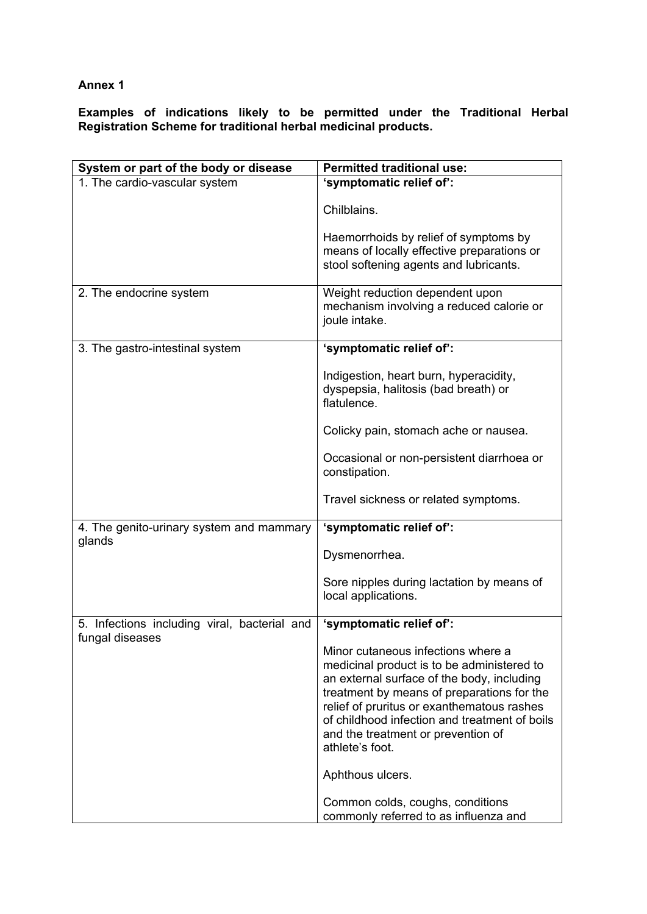**Annex 1**

**Examples of indications likely to be permitted under the Traditional Herbal Registration Scheme for traditional herbal medicinal products.**

| System or part of the body or disease | Permitted traditional use: |
|---|---|
| 1. The cardio-vascular system | **'symptomatic relief of':**<br><br>Chilblains.<br><br>Haemorrhoids by relief of symptoms by means of locally effective preparations or stool softening agents and lubricants. |
| 2. The endocrine system | Weight reduction dependent upon mechanism involving a reduced calorie or joule intake. |
| 3. The gastro-intestinal system | **'symptomatic relief of':**<br><br>Indigestion, heart burn, hyperacidity, dyspepsia, halitosis (bad breath) or flatulence.<br><br>Colicky pain, stomach ache or nausea.<br><br>Occasional or non-persistent diarrhoea or constipation.<br><br>Travel sickness or related symptoms. |
| 4. The genito-urinary system and mammary glands | **'symptomatic relief of':**<br><br>Dysmenorrhea.<br><br>Sore nipples during lactation by means of local applications. |
| 5. Infections including viral, bacterial and fungal diseases | **'symptomatic relief of':**<br><br>Minor cutaneous infections where a medicinal product is to be administered to an external surface of the body, including treatment by means of preparations for the relief of pruritus or exanthematous rashes of childhood infection and treatment of boils and the treatment or prevention of athlete's foot.<br><br>Aphthous ulcers.<br><br>Common colds, coughs, conditions commonly referred to as influenza and |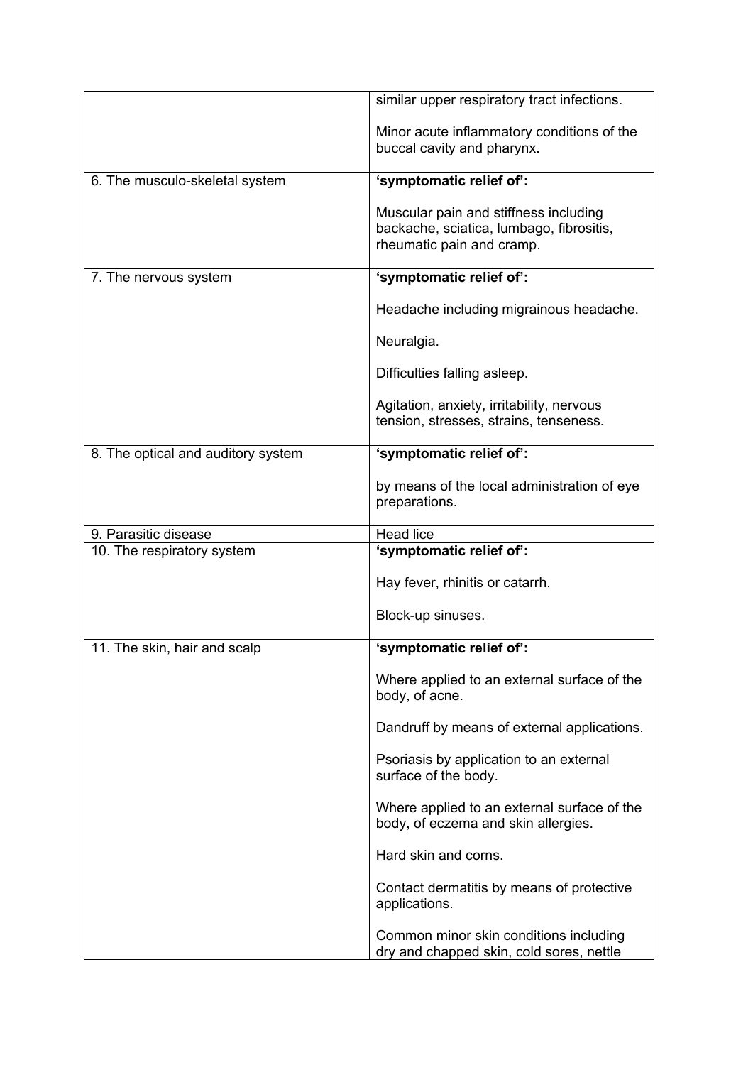| | |
|---|---|
| | similar upper respiratory tract infections.<br><br>Minor acute inflammatory conditions of the buccal cavity and pharynx. |
| 6. The musculo-skeletal system | **'symptomatic relief of':**<br><br>Muscular pain and stiffness including backache, sciatica, lumbago, fibrositis, rheumatic pain and cramp. |
| 7. The nervous system | **'symptomatic relief of':**<br><br>Headache including migrainous headache.<br><br>Neuralgia.<br><br>Difficulties falling asleep.<br><br>Agitation, anxiety, irritability, nervous tension, stresses, strains, tenseness. |
| 8. The optical and auditory system | **'symptomatic relief of':**<br><br>by means of the local administration of eye preparations. |
| 9. Parasitic disease | Head lice |
| 10. The respiratory system | **'symptomatic relief of':**<br><br>Hay fever, rhinitis or catarrh.<br><br>Block-up sinuses. |
| 11. The skin, hair and scalp | **'symptomatic relief of':**<br><br>Where applied to an external surface of the body, of acne.<br><br>Dandruff by means of external applications.<br><br>Psoriasis by application to an external surface of the body.<br><br>Where applied to an external surface of the body, of eczema and skin allergies.<br><br>Hard skin and corns.<br><br>Contact dermatitis by means of protective applications.<br><br>Common minor skin conditions including dry and chapped skin, cold sores, nettle |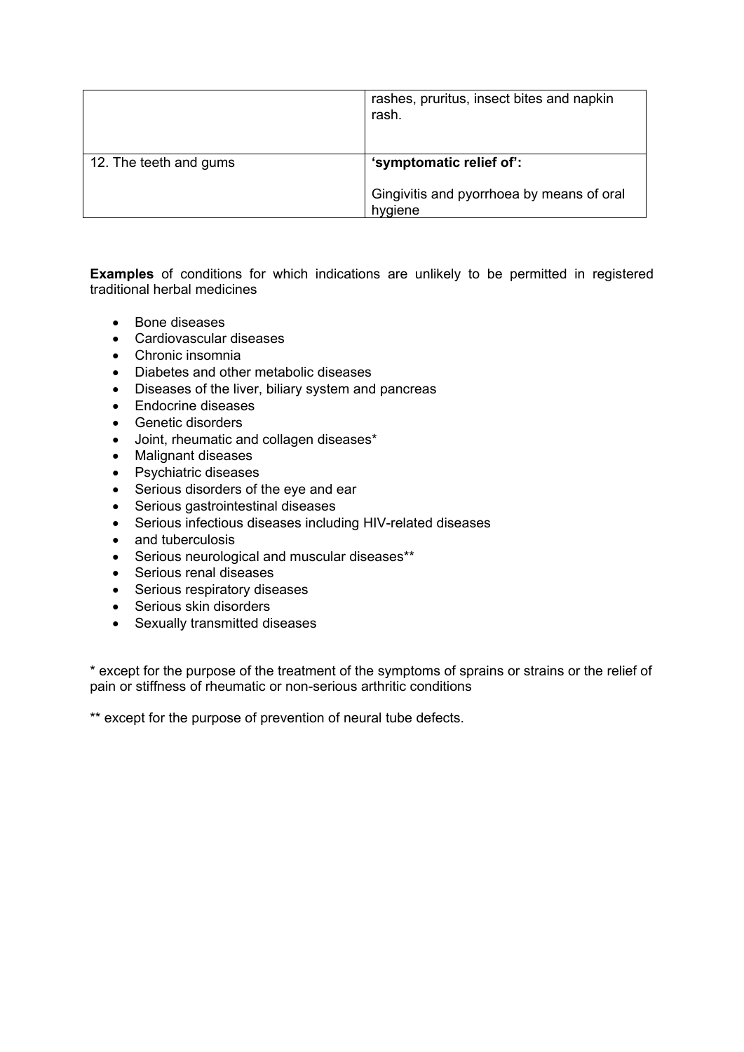| | |
|---|---|
| | rashes, pruritus, insect bites and napkin rash. |
| 12. The teeth and gums | **'symptomatic relief of':**<br><br>Gingivitis and pyorrhoea by means of oral hygiene |

**Examples** of conditions for which indications are unlikely to be permitted in registered traditional herbal medicines

- Bone diseases
- Cardiovascular diseases
- Chronic insomnia
- Diabetes and other metabolic diseases
- Diseases of the liver, biliary system and pancreas
- Endocrine diseases
- Genetic disorders
- Joint, rheumatic and collagen diseases*
- Malignant diseases
- Psychiatric diseases
- Serious disorders of the eye and ear
- Serious gastrointestinal diseases
- Serious infectious diseases including HIV-related diseases
- and tuberculosis
- Serious neurological and muscular diseases**
- Serious renal diseases
- Serious respiratory diseases
- Serious skin disorders
- Sexually transmitted diseases

* except for the purpose of the treatment of the symptoms of sprains or strains or the relief of pain or stiffness of rheumatic or non-serious arthritic conditions

** except for the purpose of prevention of neural tube defects.